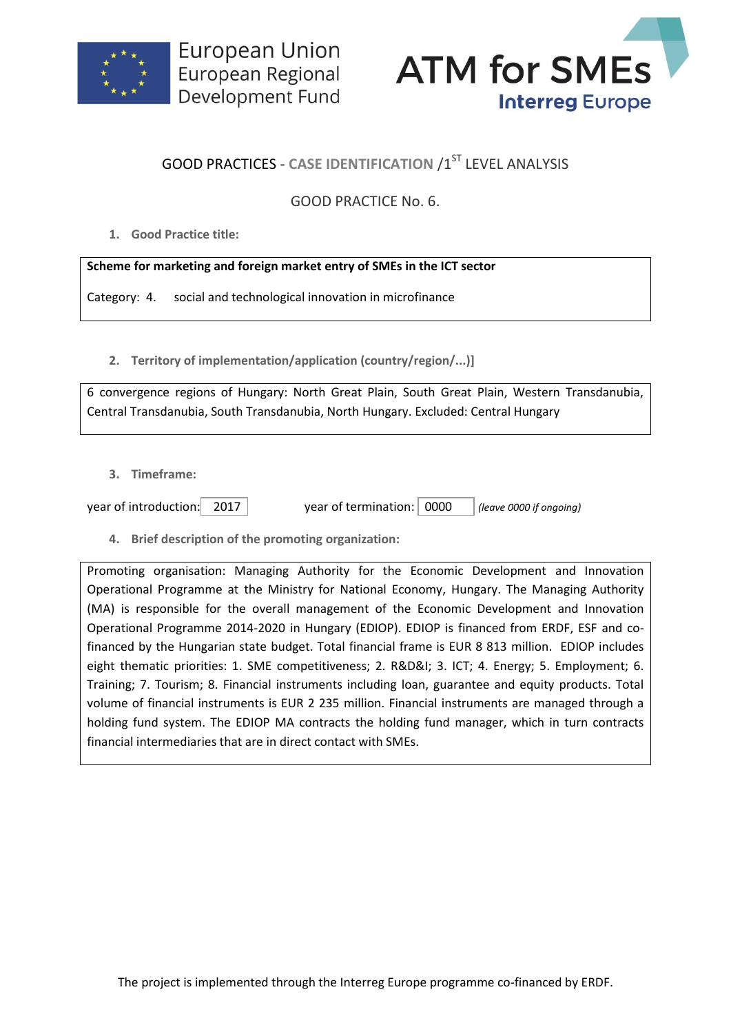## GOOD PRACTICES - CASE IDENTIFICATION /1ST LEVEL ANALYSIS

### GOOD PRACTICE No. 6.

**1. Good Practice title:**

**Scheme for marketing and foreign market entry of SMEs in the ICT sector**

Category: 4. social and technological innovation in microfinance

**2. Territory of implementation/application (country/region/...)]**

6 convergence regions of Hungary: North Great Plain, South Great Plain, Western Transdanubia, Central Transdanubia, South Transdanubia, North Hungary. Excluded: Central Hungary

**3. Timeframe:**

year of introduction: 2017 year of termination: 0000 *(leave 0000 if ongoing)*

**4. Brief description of the promoting organization:**

Promoting organisation: Managing Authority for the Economic Development and Innovation Operational Programme at the Ministry for National Economy, Hungary. The Managing Authority (MA) is responsible for the overall management of the Economic Development and Innovation Operational Programme 2014-2020 in Hungary (EDIOP). EDIOP is financed from ERDF, ESF and co-financed by the Hungarian state budget. Total financial frame is EUR 8 813 million. EDIOP includes eight thematic priorities: 1. SME competitiveness; 2. R&D&I; 3. ICT; 4. Energy; 5. Employment; 6. Training; 7. Tourism; 8. Financial instruments including loan, guarantee and equity products. Total volume of financial instruments is EUR 2 235 million. Financial instruments are managed through a holding fund system. The EDIOP MA contracts the holding fund manager, which in turn contracts financial intermediaries that are in direct contact with SMEs.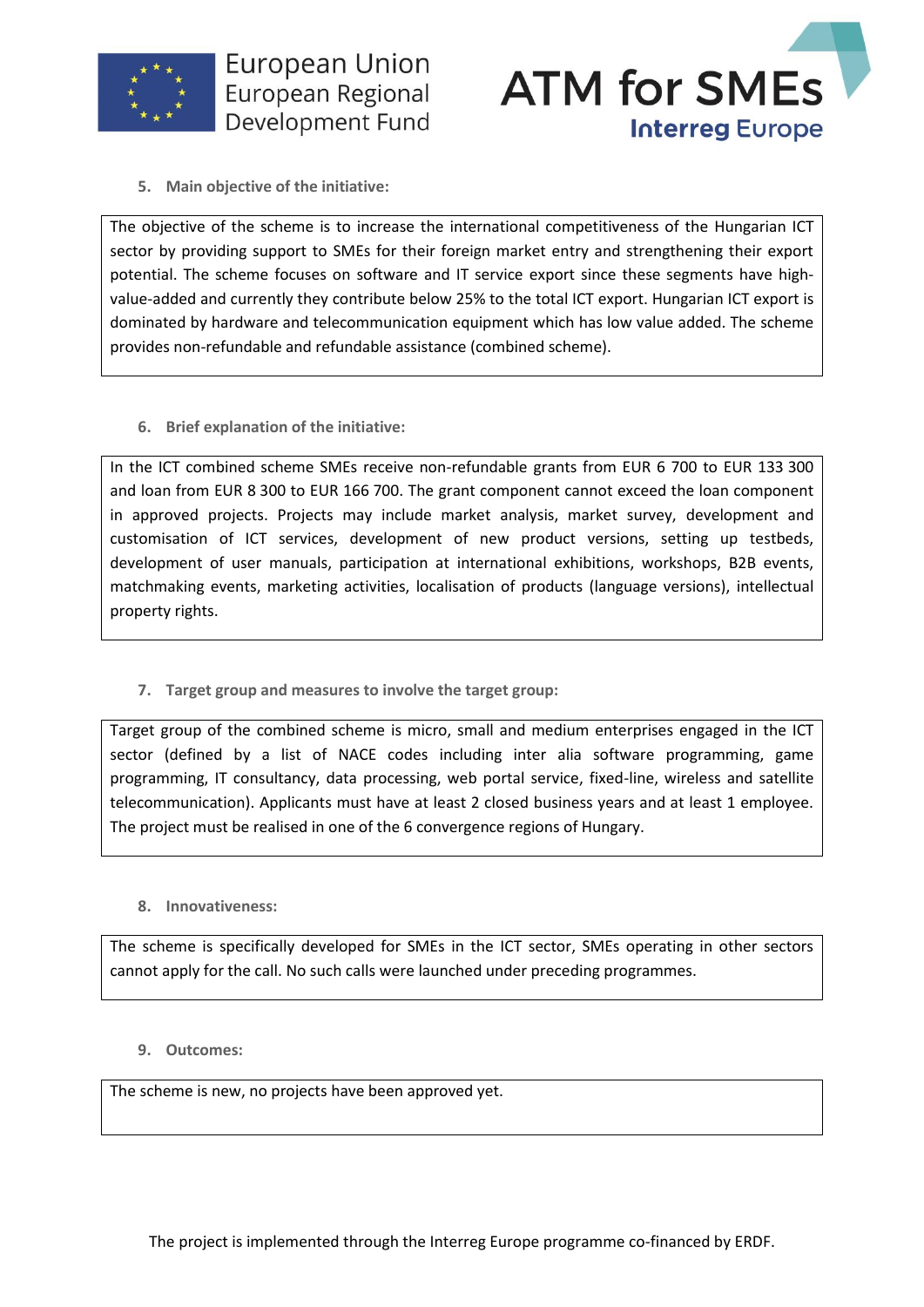5. **Main objective of the initiative:**

The objective of the scheme is to increase the international competitiveness of the Hungarian ICT sector by providing support to SMEs for their foreign market entry and strengthening their export potential. The scheme focuses on software and IT service export since these segments have high-value-added and currently they contribute below 25% to the total ICT export. Hungarian ICT export is dominated by hardware and telecommunication equipment which has low value added. The scheme provides non-refundable and refundable assistance (combined scheme).

6. **Brief explanation of the initiative:**

In the ICT combined scheme SMEs receive non-refundable grants from EUR 6 700 to EUR 133 300 and loan from EUR 8 300 to EUR 166 700. The grant component cannot exceed the loan component in approved projects. Projects may include market analysis, market survey, development and customisation of ICT services, development of new product versions, setting up testbeds, development of user manuals, participation at international exhibitions, workshops, B2B events, matchmaking events, marketing activities, localisation of products (language versions), intellectual property rights.

7. **Target group and measures to involve the target group:**

Target group of the combined scheme is micro, small and medium enterprises engaged in the ICT sector (defined by a list of NACE codes including inter alia software programming, game programming, IT consultancy, data processing, web portal service, fixed-line, wireless and satellite telecommunication). Applicants must have at least 2 closed business years and at least 1 employee. The project must be realised in one of the 6 convergence regions of Hungary.

8. **Innovativeness:**

The scheme is specifically developed for SMEs in the ICT sector, SMEs operating in other sectors cannot apply for the call. No such calls were launched under preceding programmes.

9. **Outcomes:**

The scheme is new, no projects have been approved yet.